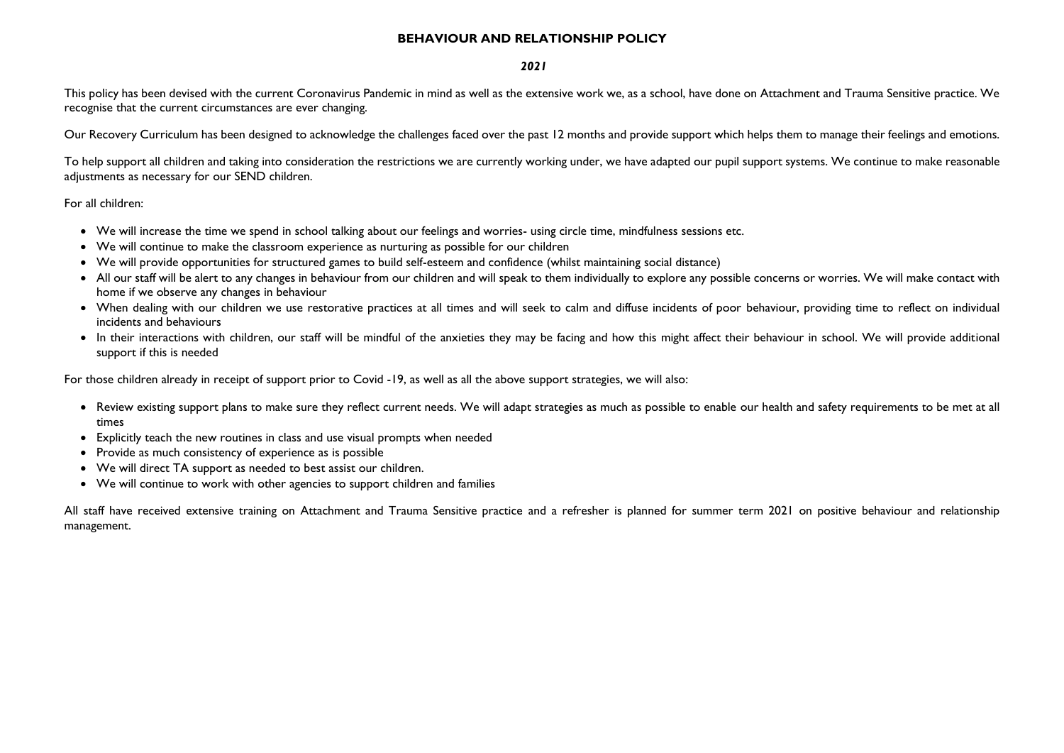# BEHAVIOUR AND RELATIONSHIP POLICY

***2021***

This policy has been devised with the current Coronavirus Pandemic in mind as well as the extensive work we, as a school, have done on Attachment and Trauma Sensitive practice. We recognise that the current circumstances are ever changing.

Our Recovery Curriculum has been designed to acknowledge the challenges faced over the past 12 months and provide support which helps them to manage their feelings and emotions.

To help support all children and taking into consideration the restrictions we are currently working under, we have adapted our pupil support systems. We continue to make reasonable adjustments as necessary for our SEND children.

For all children:

- We will increase the time we spend in school talking about our feelings and worries- using circle time, mindfulness sessions etc.
- We will continue to make the classroom experience as nurturing as possible for our children
- We will provide opportunities for structured games to build self-esteem and confidence (whilst maintaining social distance)
- All our staff will be alert to any changes in behaviour from our children and will speak to them individually to explore any possible concerns or worries. We will make contact with home if we observe any changes in behaviour
- When dealing with our children we use restorative practices at all times and will seek to calm and diffuse incidents of poor behaviour, providing time to reflect on individual incidents and behaviours
- In their interactions with children, our staff will be mindful of the anxieties they may be facing and how this might affect their behaviour in school. We will provide additional support if this is needed

For those children already in receipt of support prior to Covid -19, as well as all the above support strategies, we will also:

- Review existing support plans to make sure they reflect current needs. We will adapt strategies as much as possible to enable our health and safety requirements to be met at all times
- Explicitly teach the new routines in class and use visual prompts when needed
- Provide as much consistency of experience as is possible
- We will direct TA support as needed to best assist our children.
- We will continue to work with other agencies to support children and families

All staff have received extensive training on Attachment and Trauma Sensitive practice and a refresher is planned for summer term 2021 on positive behaviour and relationship management.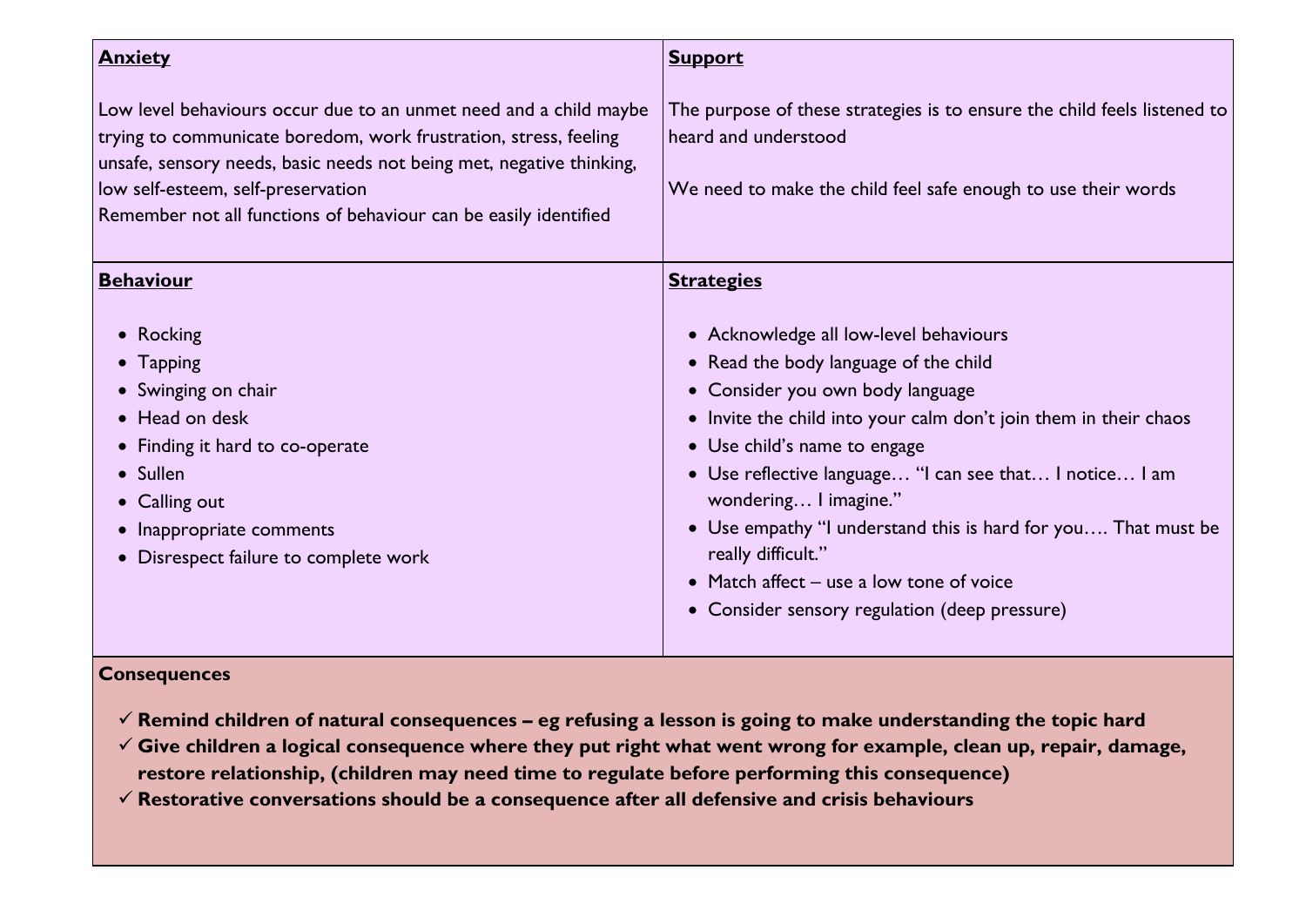| | |
|---|---|
| **Anxiety**<br><br>Low level behaviours occur due to an unmet need and a child maybe trying to communicate boredom, work frustration, stress, feeling unsafe, sensory needs, basic needs not being met, negative thinking, low self-esteem, self-preservation<br>Remember not all functions of behaviour can be easily identified | **Support**<br><br>The purpose of these strategies is to ensure the child feels listened to heard and understood<br><br>We need to make the child feel safe enough to use their words |
| **Behaviour**<br><br>• Rocking<br>• Tapping<br>• Swinging on chair<br>• Head on desk<br>• Finding it hard to co-operate<br>• Sullen<br>• Calling out<br>• Inappropriate comments<br>• Disrespect failure to complete work | **Strategies**<br><br>• Acknowledge all low-level behaviours<br>• Read the body language of the child<br>• Consider you own body language<br>• Invite the child into your calm don't join them in their chaos<br>• Use child's name to engage<br>• Use reflective language… "I can see that… I notice… I am wondering… I imagine."<br>• Use empathy "I understand this is hard for you…. That must be really difficult."<br>• Match affect – use a low tone of voice<br>• Consider sensory regulation (deep pressure) |

**Consequences**

- ✓ **Remind children of natural consequences – eg refusing a lesson is going to make understanding the topic hard**
- ✓ **Give children a logical consequence where they put right what went wrong for example, clean up, repair, damage, restore relationship, (children may need time to regulate before performing this consequence)**
- ✓ **Restorative conversations should be a consequence after all defensive and crisis behaviours**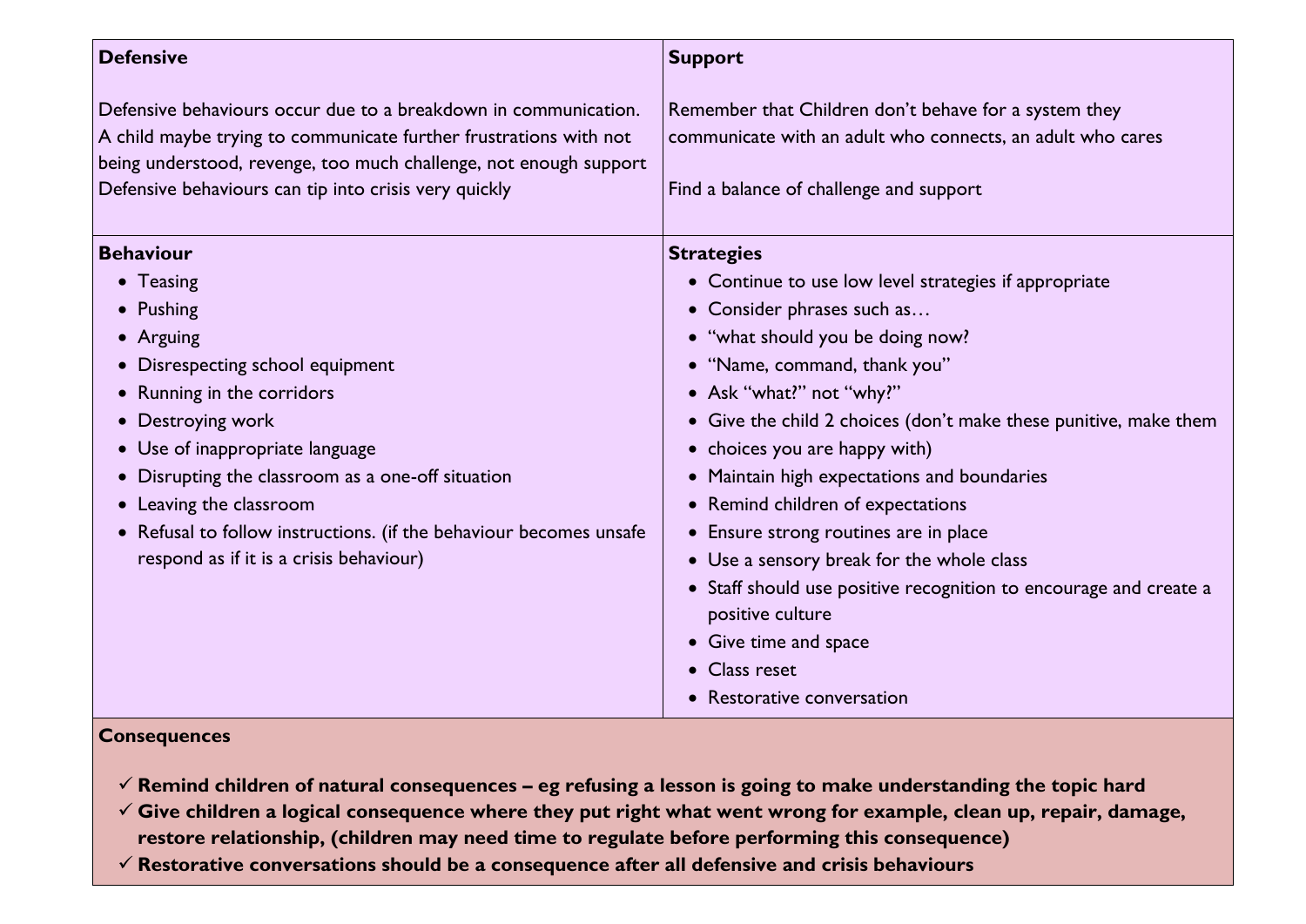| | |
|---|---|
| **Defensive**<br><br>Defensive behaviours occur due to a breakdown in communication. A child maybe trying to communicate further frustrations with not being understood, revenge, too much challenge, not enough support<br>Defensive behaviours can tip into crisis very quickly | **Support**<br><br>Remember that Children don't behave for a system they communicate with an adult who connects, an adult who cares<br><br>Find a balance of challenge and support |
| **Behaviour**<br>• Teasing<br>• Pushing<br>• Arguing<br>• Disrespecting school equipment<br>• Running in the corridors<br>• Destroying work<br>• Use of inappropriate language<br>• Disrupting the classroom as a one-off situation<br>• Leaving the classroom<br>• Refusal to follow instructions. (if the behaviour becomes unsafe respond as if it is a crisis behaviour) | **Strategies**<br>• Continue to use low level strategies if appropriate<br>• Consider phrases such as…<br>• "what should you be doing now?<br>• "Name, command, thank you"<br>• Ask "what?" not "why?"<br>• Give the child 2 choices (don't make these punitive, make them<br>• choices you are happy with)<br>• Maintain high expectations and boundaries<br>• Remind children of expectations<br>• Ensure strong routines are in place<br>• Use a sensory break for the whole class<br>• Staff should use positive recognition to encourage and create a positive culture<br>• Give time and space<br>• Class reset<br>• Restorative conversation |
| **Consequences**<br><br>✓ **Remind children of natural consequences – eg refusing a lesson is going to make understanding the topic hard**<br>✓ **Give children a logical consequence where they put right what went wrong for example, clean up, repair, damage, restore relationship, (children may need time to regulate before performing this consequence)**<br>✓ **Restorative conversations should be a consequence after all defensive and crisis behaviours** | |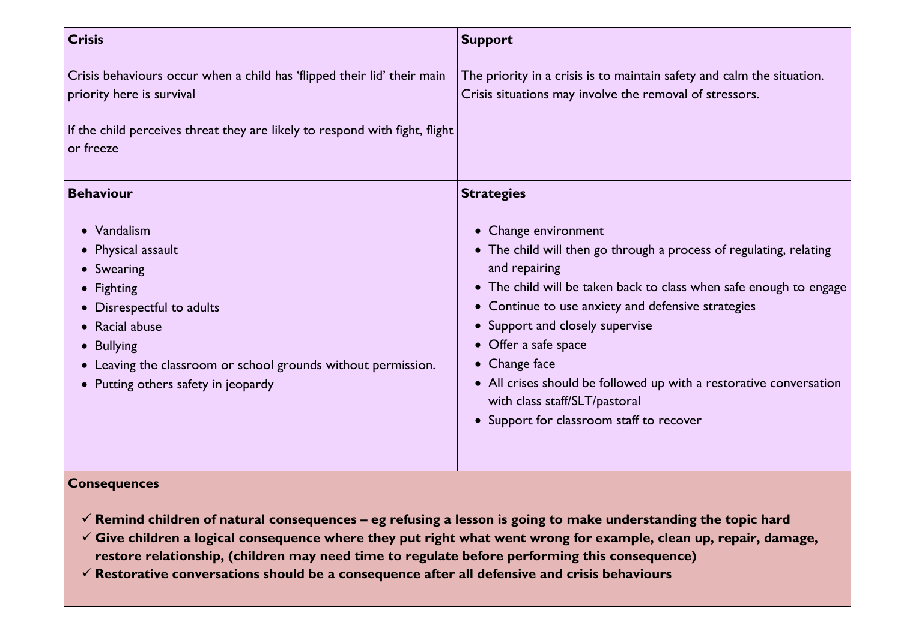| **Crisis** | **Support** |
| --- | --- |
| Crisis behaviours occur when a child has 'flipped their lid' their main priority here is survival<br><br>If the child perceives threat they are likely to respond with fight, flight or freeze | The priority in a crisis is to maintain safety and calm the situation. Crisis situations may involve the removal of stressors. |
| **Behaviour**<br><br>• Vandalism<br>• Physical assault<br>• Swearing<br>• Fighting<br>• Disrespectful to adults<br>• Racial abuse<br>• Bullying<br>• Leaving the classroom or school grounds without permission.<br>• Putting others safety in jeopardy | **Strategies**<br><br>• Change environment<br>• The child will then go through a process of regulating, relating and repairing<br>• The child will be taken back to class when safe enough to engage<br>• Continue to use anxiety and defensive strategies<br>• Support and closely supervise<br>• Offer a safe space<br>• Change face<br>• All crises should be followed up with a restorative conversation with class staff/SLT/pastoral<br>• Support for classroom staff to recover |

**Consequences**

- ✓ **Remind children of natural consequences – eg refusing a lesson is going to make understanding the topic hard**
- ✓ **Give children a logical consequence where they put right what went wrong for example, clean up, repair, damage, restore relationship, (children may need time to regulate before performing this consequence)**
- ✓ **Restorative conversations should be a consequence after all defensive and crisis behaviours**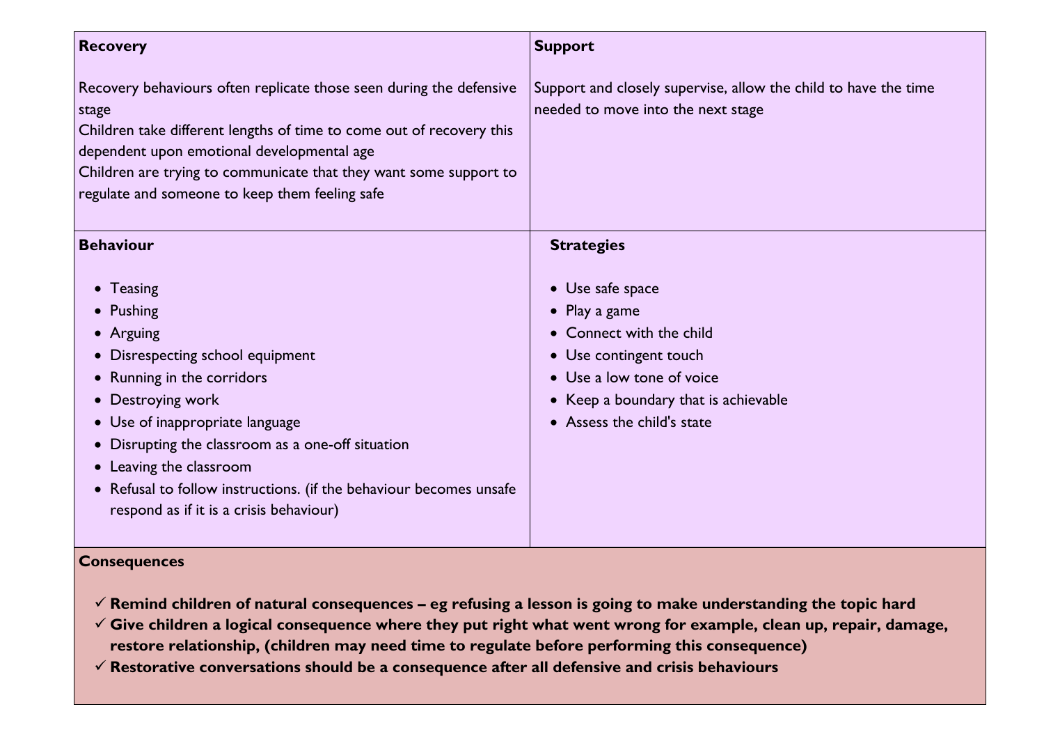| **Recovery** | **Support** |
|---|---|
| Recovery behaviours often replicate those seen during the defensive stage<br>Children take different lengths of time to come out of recovery this dependent upon emotional developmental age<br>Children are trying to communicate that they want some support to regulate and someone to keep them feeling safe | Support and closely supervise, allow the child to have the time needed to move into the next stage |
| **Behaviour** | **Strategies** |
| • Teasing<br>• Pushing<br>• Arguing<br>• Disrespecting school equipment<br>• Running in the corridors<br>• Destroying work<br>• Use of inappropriate language<br>• Disrupting the classroom as a one-off situation<br>• Leaving the classroom<br>• Refusal to follow instructions. (if the behaviour becomes unsafe respond as if it is a crisis behaviour) | • Use safe space<br>• Play a game<br>• Connect with the child<br>• Use contingent touch<br>• Use a low tone of voice<br>• Keep a boundary that is achievable<br>• Assess the child's state |

**Consequences**

- ✓ **Remind children of natural consequences – eg refusing a lesson is going to make understanding the topic hard**
- ✓ **Give children a logical consequence where they put right what went wrong for example, clean up, repair, damage, restore relationship, (children may need time to regulate before performing this consequence)**
- ✓ **Restorative conversations should be a consequence after all defensive and crisis behaviours**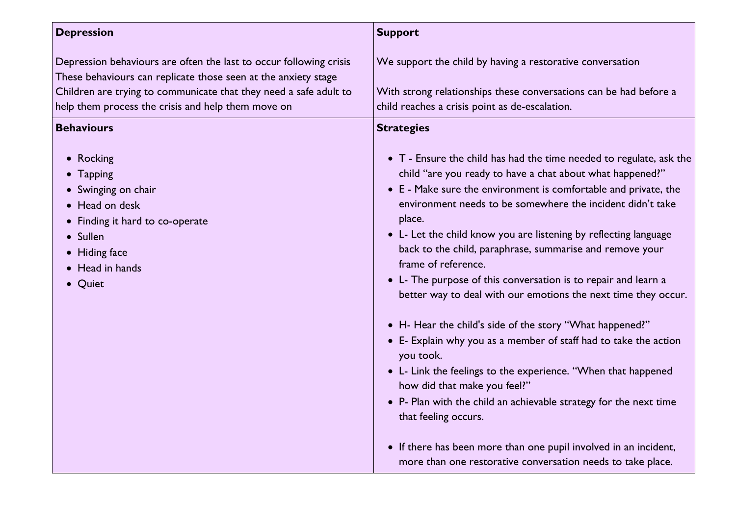| **Depression** | **Support** |
| --- | --- |
| Depression behaviours are often the last to occur following crisis<br>These behaviours can replicate those seen at the anxiety stage<br>Children are trying to communicate that they need a safe adult to help them process the crisis and help them move on | We support the child by having a restorative conversation<br><br>With strong relationships these conversations can be had before a child reaches a crisis point as de-escalation. |
| **Behaviours**<br><br>• Rocking<br>• Tapping<br>• Swinging on chair<br>• Head on desk<br>• Finding it hard to co-operate<br>• Sullen<br>• Hiding face<br>• Head in hands<br>• Quiet | **Strategies**<br><br>• T - Ensure the child has had the time needed to regulate, ask the child "are you ready to have a chat about what happened?"<br>• E - Make sure the environment is comfortable and private, the environment needs to be somewhere the incident didn't take place.<br>• L- Let the child know you are listening by reflecting language back to the child, paraphrase, summarise and remove your frame of reference.<br>• L- The purpose of this conversation is to repair and learn a better way to deal with our emotions the next time they occur.<br><br>• H- Hear the child's side of the story "What happened?"<br>• E- Explain why you as a member of staff had to take the action you took.<br>• L- Link the feelings to the experience. "When that happened how did that make you feel?"<br>• P- Plan with the child an achievable strategy for the next time that feeling occurs.<br><br>• If there has been more than one pupil involved in an incident, more than one restorative conversation needs to take place. |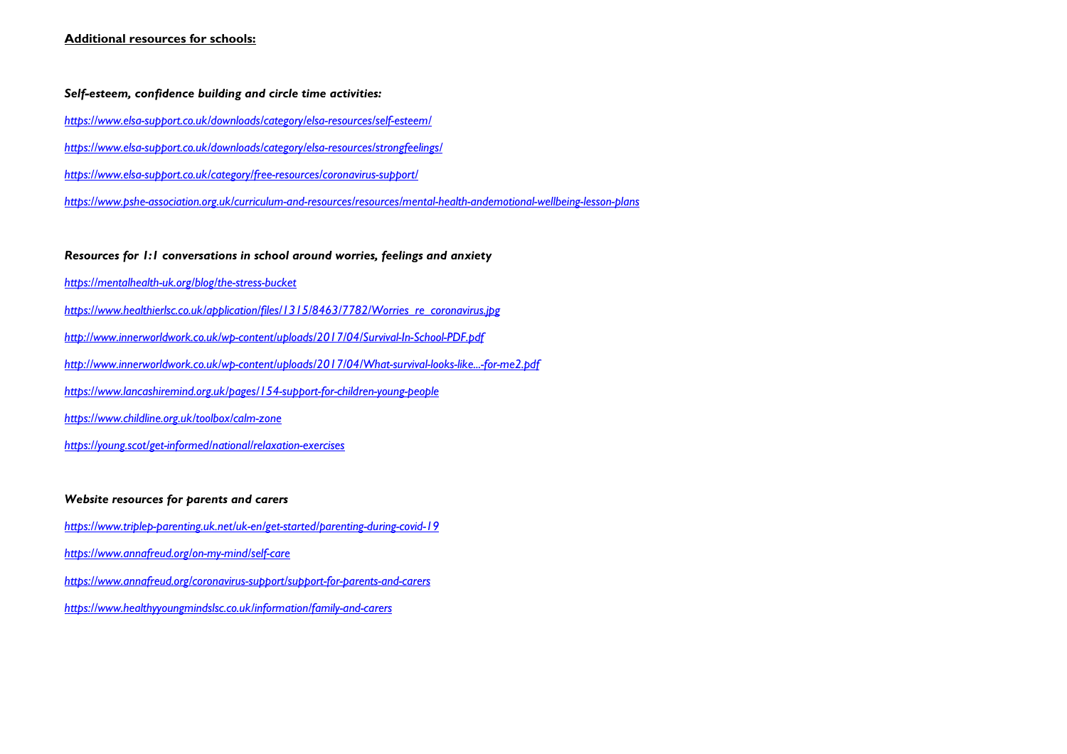**Additional resources for schools:**

***Self-esteem, confidence building and circle time activities:***

*https://www.elsa-support.co.uk/downloads/category/elsa-resources/self-esteem/*

*https://www.elsa-support.co.uk/downloads/category/elsa-resources/strongfeelings/*

*https://www.elsa-support.co.uk/category/free-resources/coronavirus-support/*

*https://www.pshe-association.org.uk/curriculum-and-resources/resources/mental-health-andemotional-wellbeing-lesson-plans*

***Resources for 1:1 conversations in school around worries, feelings and anxiety***

*https://mentalhealth-uk.org/blog/the-stress-bucket*

*https://www.healthierlsc.co.uk/application/files/1315/8463/7782/Worries_re_coronavirus.jpg*

*http://www.innerworldwork.co.uk/wp-content/uploads/2017/04/Survival-In-School-PDF.pdf*

*http://www.innerworldwork.co.uk/wp-content/uploads/2017/04/What-survival-looks-like...-for-me2.pdf*

*https://www.lancashiremind.org.uk/pages/154-support-for-children-young-people*

*https://www.childline.org.uk/toolbox/calm-zone*

*https://young.scot/get-informed/national/relaxation-exercises*

***Website resources for parents and carers***

*https://www.triplep-parenting.uk.net/uk-en/get-started/parenting-during-covid-19*

*https://www.annafreud.org/on-my-mind/self-care*

*https://www.annafreud.org/coronavirus-support/support-for-parents-and-carers*

*https://www.healthyyoungmindslsc.co.uk/information/family-and-carers*